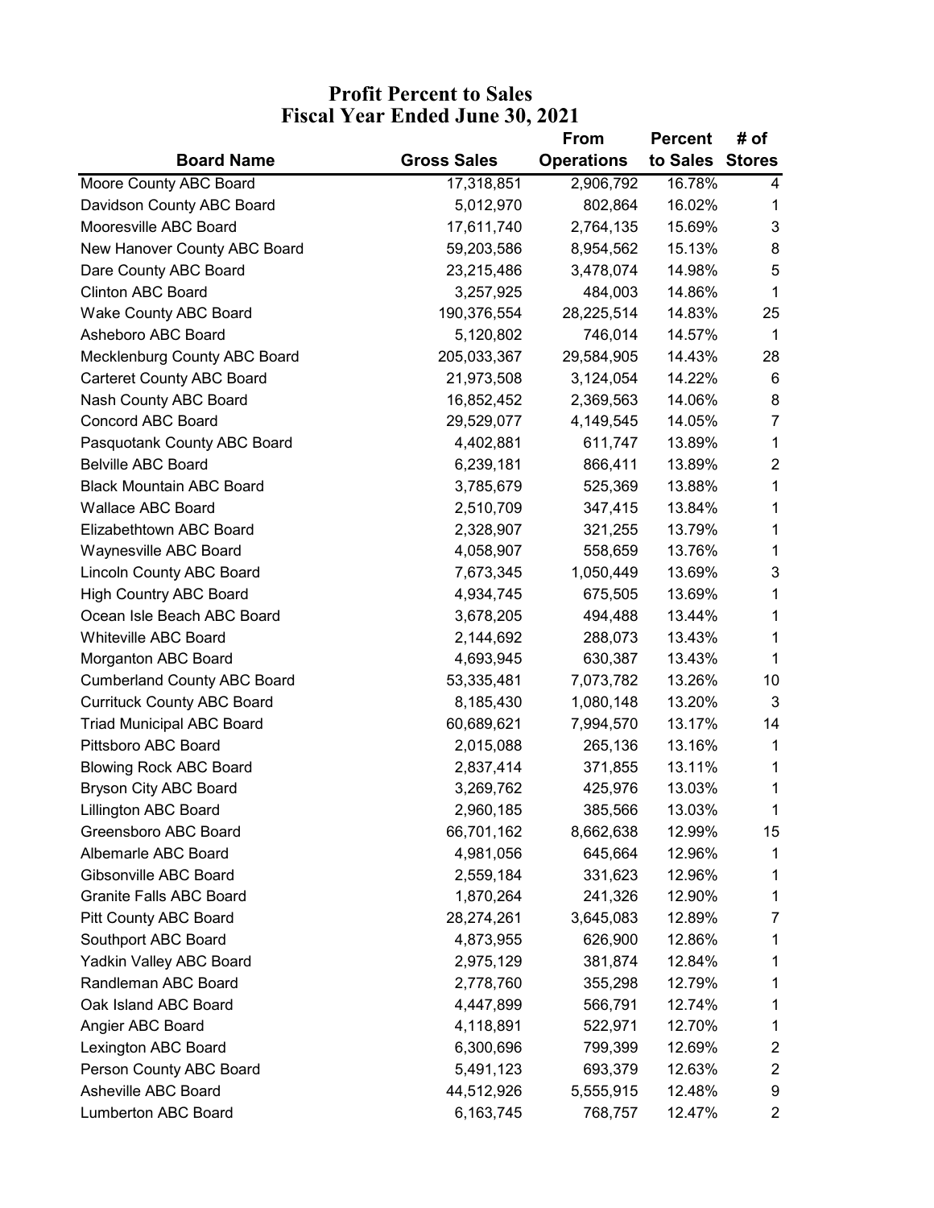# Profit Percent to Sales
## Fiscal Year Ended June 30, 2021

| Board Name | Gross Sales | From Operations | Percent to Sales | # of Stores |
|---|---|---|---|---|
| Moore County ABC Board | 17,318,851 | 2,906,792 | 16.78% | 4 |
| Davidson County ABC Board | 5,012,970 | 802,864 | 16.02% | 1 |
| Mooresville ABC Board | 17,611,740 | 2,764,135 | 15.69% | 3 |
| New Hanover County ABC Board | 59,203,586 | 8,954,562 | 15.13% | 8 |
| Dare County ABC Board | 23,215,486 | 3,478,074 | 14.98% | 5 |
| Clinton ABC Board | 3,257,925 | 484,003 | 14.86% | 1 |
| Wake County ABC Board | 190,376,554 | 28,225,514 | 14.83% | 25 |
| Asheboro ABC Board | 5,120,802 | 746,014 | 14.57% | 1 |
| Mecklenburg County ABC Board | 205,033,367 | 29,584,905 | 14.43% | 28 |
| Carteret County ABC Board | 21,973,508 | 3,124,054 | 14.22% | 6 |
| Nash County ABC Board | 16,852,452 | 2,369,563 | 14.06% | 8 |
| Concord ABC Board | 29,529,077 | 4,149,545 | 14.05% | 7 |
| Pasquotank County ABC Board | 4,402,881 | 611,747 | 13.89% | 1 |
| Belville ABC Board | 6,239,181 | 866,411 | 13.89% | 2 |
| Black Mountain ABC Board | 3,785,679 | 525,369 | 13.88% | 1 |
| Wallace ABC Board | 2,510,709 | 347,415 | 13.84% | 1 |
| Elizabethtown ABC Board | 2,328,907 | 321,255 | 13.79% | 1 |
| Waynesville ABC Board | 4,058,907 | 558,659 | 13.76% | 1 |
| Lincoln County ABC Board | 7,673,345 | 1,050,449 | 13.69% | 3 |
| High Country ABC Board | 4,934,745 | 675,505 | 13.69% | 1 |
| Ocean Isle Beach ABC Board | 3,678,205 | 494,488 | 13.44% | 1 |
| Whiteville ABC Board | 2,144,692 | 288,073 | 13.43% | 1 |
| Morganton ABC Board | 4,693,945 | 630,387 | 13.43% | 1 |
| Cumberland County ABC Board | 53,335,481 | 7,073,782 | 13.26% | 10 |
| Currituck County ABC Board | 8,185,430 | 1,080,148 | 13.20% | 3 |
| Triad Municipal ABC Board | 60,689,621 | 7,994,570 | 13.17% | 14 |
| Pittsboro ABC Board | 2,015,088 | 265,136 | 13.16% | 1 |
| Blowing Rock ABC Board | 2,837,414 | 371,855 | 13.11% | 1 |
| Bryson City ABC Board | 3,269,762 | 425,976 | 13.03% | 1 |
| Lillington ABC Board | 2,960,185 | 385,566 | 13.03% | 1 |
| Greensboro ABC Board | 66,701,162 | 8,662,638 | 12.99% | 15 |
| Albemarle ABC Board | 4,981,056 | 645,664 | 12.96% | 1 |
| Gibsonville ABC Board | 2,559,184 | 331,623 | 12.96% | 1 |
| Granite Falls ABC Board | 1,870,264 | 241,326 | 12.90% | 1 |
| Pitt County ABC Board | 28,274,261 | 3,645,083 | 12.89% | 7 |
| Southport ABC Board | 4,873,955 | 626,900 | 12.86% | 1 |
| Yadkin Valley ABC Board | 2,975,129 | 381,874 | 12.84% | 1 |
| Randleman ABC Board | 2,778,760 | 355,298 | 12.79% | 1 |
| Oak Island ABC Board | 4,447,899 | 566,791 | 12.74% | 1 |
| Angier ABC Board | 4,118,891 | 522,971 | 12.70% | 1 |
| Lexington ABC Board | 6,300,696 | 799,399 | 12.69% | 2 |
| Person County ABC Board | 5,491,123 | 693,379 | 12.63% | 2 |
| Asheville ABC Board | 44,512,926 | 5,555,915 | 12.48% | 9 |
| Lumberton ABC Board | 6,163,745 | 768,757 | 12.47% | 2 |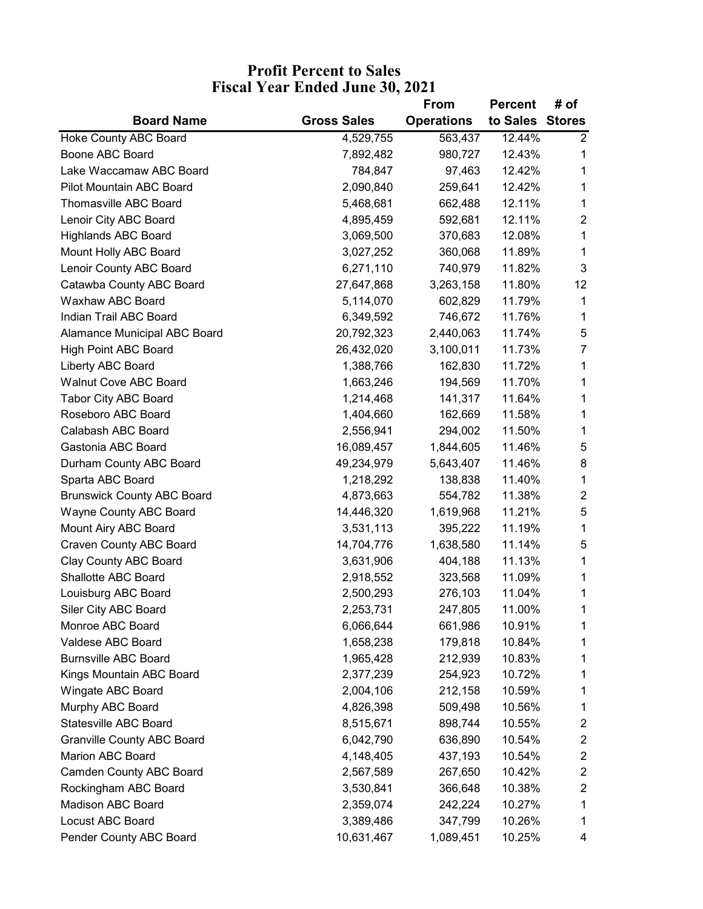# Profit Percent to Sales
## Fiscal Year Ended June 30, 2021

| Board Name | Gross Sales | From Operations | Percent to Sales | # of Stores |
|---|---|---|---|---|
| Hoke County ABC Board | 4,529,755 | 563,437 | 12.44% | 2 |
| Boone ABC Board | 7,892,482 | 980,727 | 12.43% | 1 |
| Lake Waccamaw ABC Board | 784,847 | 97,463 | 12.42% | 1 |
| Pilot Mountain ABC Board | 2,090,840 | 259,641 | 12.42% | 1 |
| Thomasville ABC Board | 5,468,681 | 662,488 | 12.11% | 1 |
| Lenoir City ABC Board | 4,895,459 | 592,681 | 12.11% | 2 |
| Highlands ABC Board | 3,069,500 | 370,683 | 12.08% | 1 |
| Mount Holly ABC Board | 3,027,252 | 360,068 | 11.89% | 1 |
| Lenoir County ABC Board | 6,271,110 | 740,979 | 11.82% | 3 |
| Catawba County ABC Board | 27,647,868 | 3,263,158 | 11.80% | 12 |
| Waxhaw ABC Board | 5,114,070 | 602,829 | 11.79% | 1 |
| Indian Trail ABC Board | 6,349,592 | 746,672 | 11.76% | 1 |
| Alamance Municipal ABC Board | 20,792,323 | 2,440,063 | 11.74% | 5 |
| High Point ABC Board | 26,432,020 | 3,100,011 | 11.73% | 7 |
| Liberty ABC Board | 1,388,766 | 162,830 | 11.72% | 1 |
| Walnut Cove ABC Board | 1,663,246 | 194,569 | 11.70% | 1 |
| Tabor City ABC Board | 1,214,468 | 141,317 | 11.64% | 1 |
| Roseboro ABC Board | 1,404,660 | 162,669 | 11.58% | 1 |
| Calabash ABC Board | 2,556,941 | 294,002 | 11.50% | 1 |
| Gastonia ABC Board | 16,089,457 | 1,844,605 | 11.46% | 5 |
| Durham County ABC Board | 49,234,979 | 5,643,407 | 11.46% | 8 |
| Sparta ABC Board | 1,218,292 | 138,838 | 11.40% | 1 |
| Brunswick County ABC Board | 4,873,663 | 554,782 | 11.38% | 2 |
| Wayne County ABC Board | 14,446,320 | 1,619,968 | 11.21% | 5 |
| Mount Airy ABC Board | 3,531,113 | 395,222 | 11.19% | 1 |
| Craven County ABC Board | 14,704,776 | 1,638,580 | 11.14% | 5 |
| Clay County ABC Board | 3,631,906 | 404,188 | 11.13% | 1 |
| Shallotte ABC Board | 2,918,552 | 323,568 | 11.09% | 1 |
| Louisburg ABC Board | 2,500,293 | 276,103 | 11.04% | 1 |
| Siler City ABC Board | 2,253,731 | 247,805 | 11.00% | 1 |
| Monroe ABC Board | 6,066,644 | 661,986 | 10.91% | 1 |
| Valdese ABC Board | 1,658,238 | 179,818 | 10.84% | 1 |
| Burnsville ABC Board | 1,965,428 | 212,939 | 10.83% | 1 |
| Kings Mountain ABC Board | 2,377,239 | 254,923 | 10.72% | 1 |
| Wingate ABC Board | 2,004,106 | 212,158 | 10.59% | 1 |
| Murphy ABC Board | 4,826,398 | 509,498 | 10.56% | 1 |
| Statesville ABC Board | 8,515,671 | 898,744 | 10.55% | 2 |
| Granville County ABC Board | 6,042,790 | 636,890 | 10.54% | 2 |
| Marion ABC Board | 4,148,405 | 437,193 | 10.54% | 2 |
| Camden County ABC Board | 2,567,589 | 267,650 | 10.42% | 2 |
| Rockingham ABC Board | 3,530,841 | 366,648 | 10.38% | 2 |
| Madison ABC Board | 2,359,074 | 242,224 | 10.27% | 1 |
| Locust ABC Board | 3,389,486 | 347,799 | 10.26% | 1 |
| Pender County ABC Board | 10,631,467 | 1,089,451 | 10.25% | 4 |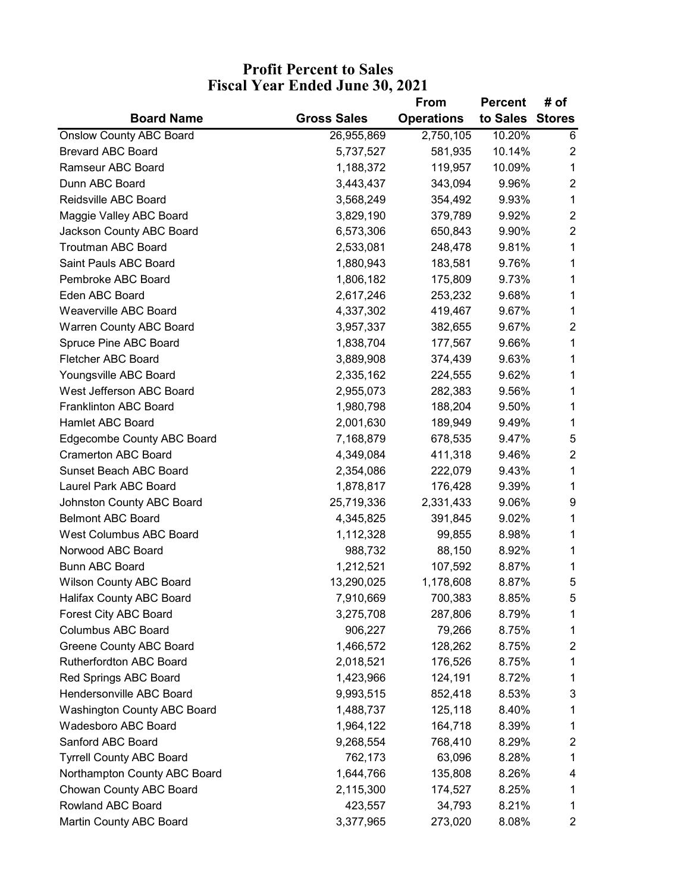# Profit Percent to Sales
## Fiscal Year Ended June 30, 2021

| Board Name | Gross Sales | From Operations | Percent to Sales | # of Stores |
|---|---|---|---|---|
| Onslow County ABC Board | 26,955,869 | 2,750,105 | 10.20% | 6 |
| Brevard ABC Board | 5,737,527 | 581,935 | 10.14% | 2 |
| Ramseur ABC Board | 1,188,372 | 119,957 | 10.09% | 1 |
| Dunn ABC Board | 3,443,437 | 343,094 | 9.96% | 2 |
| Reidsville ABC Board | 3,568,249 | 354,492 | 9.93% | 1 |
| Maggie Valley ABC Board | 3,829,190 | 379,789 | 9.92% | 2 |
| Jackson County ABC Board | 6,573,306 | 650,843 | 9.90% | 2 |
| Troutman ABC Board | 2,533,081 | 248,478 | 9.81% | 1 |
| Saint Pauls ABC Board | 1,880,943 | 183,581 | 9.76% | 1 |
| Pembroke ABC Board | 1,806,182 | 175,809 | 9.73% | 1 |
| Eden ABC Board | 2,617,246 | 253,232 | 9.68% | 1 |
| Weaverville ABC Board | 4,337,302 | 419,467 | 9.67% | 1 |
| Warren County ABC Board | 3,957,337 | 382,655 | 9.67% | 2 |
| Spruce Pine ABC Board | 1,838,704 | 177,567 | 9.66% | 1 |
| Fletcher ABC Board | 3,889,908 | 374,439 | 9.63% | 1 |
| Youngsville ABC Board | 2,335,162 | 224,555 | 9.62% | 1 |
| West Jefferson ABC Board | 2,955,073 | 282,383 | 9.56% | 1 |
| Franklinton ABC Board | 1,980,798 | 188,204 | 9.50% | 1 |
| Hamlet ABC Board | 2,001,630 | 189,949 | 9.49% | 1 |
| Edgecombe County ABC Board | 7,168,879 | 678,535 | 9.47% | 5 |
| Cramerton ABC Board | 4,349,084 | 411,318 | 9.46% | 2 |
| Sunset Beach ABC Board | 2,354,086 | 222,079 | 9.43% | 1 |
| Laurel Park ABC Board | 1,878,817 | 176,428 | 9.39% | 1 |
| Johnston County ABC Board | 25,719,336 | 2,331,433 | 9.06% | 9 |
| Belmont ABC Board | 4,345,825 | 391,845 | 9.02% | 1 |
| West Columbus ABC Board | 1,112,328 | 99,855 | 8.98% | 1 |
| Norwood ABC Board | 988,732 | 88,150 | 8.92% | 1 |
| Bunn ABC Board | 1,212,521 | 107,592 | 8.87% | 1 |
| Wilson County ABC Board | 13,290,025 | 1,178,608 | 8.87% | 5 |
| Halifax County ABC Board | 7,910,669 | 700,383 | 8.85% | 5 |
| Forest City ABC Board | 3,275,708 | 287,806 | 8.79% | 1 |
| Columbus ABC Board | 906,227 | 79,266 | 8.75% | 1 |
| Greene County ABC Board | 1,466,572 | 128,262 | 8.75% | 2 |
| Rutherfordton ABC Board | 2,018,521 | 176,526 | 8.75% | 1 |
| Red Springs ABC Board | 1,423,966 | 124,191 | 8.72% | 1 |
| Hendersonville ABC Board | 9,993,515 | 852,418 | 8.53% | 3 |
| Washington County ABC Board | 1,488,737 | 125,118 | 8.40% | 1 |
| Wadesboro ABC Board | 1,964,122 | 164,718 | 8.39% | 1 |
| Sanford ABC Board | 9,268,554 | 768,410 | 8.29% | 2 |
| Tyrrell County ABC Board | 762,173 | 63,096 | 8.28% | 1 |
| Northampton County ABC Board | 1,644,766 | 135,808 | 8.26% | 4 |
| Chowan County ABC Board | 2,115,300 | 174,527 | 8.25% | 1 |
| Rowland ABC Board | 423,557 | 34,793 | 8.21% | 1 |
| Martin County ABC Board | 3,377,965 | 273,020 | 8.08% | 2 |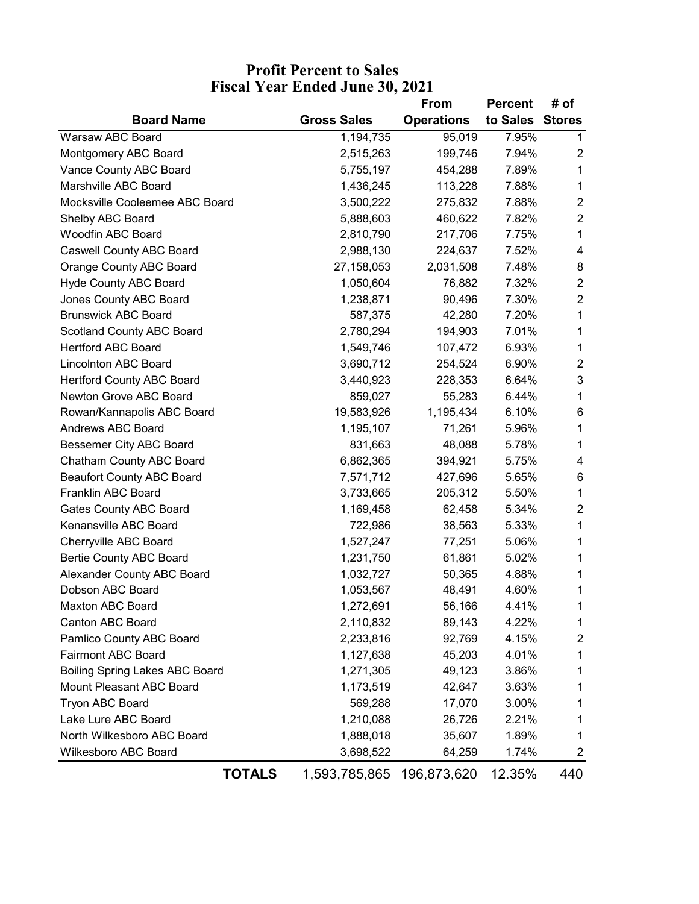# Profit Percent to Sales
## Fiscal Year Ended June 30, 2021

| Board Name | Gross Sales | From Operations | Percent to Sales | # of Stores |
|---|---|---|---|---|
| Warsaw ABC Board | 1,194,735 | 95,019 | 7.95% | 1 |
| Montgomery ABC Board | 2,515,263 | 199,746 | 7.94% | 2 |
| Vance County ABC Board | 5,755,197 | 454,288 | 7.89% | 1 |
| Marshville ABC Board | 1,436,245 | 113,228 | 7.88% | 1 |
| Mocksville Cooleemee ABC Board | 3,500,222 | 275,832 | 7.88% | 2 |
| Shelby ABC Board | 5,888,603 | 460,622 | 7.82% | 2 |
| Woodfin ABC Board | 2,810,790 | 217,706 | 7.75% | 1 |
| Caswell County ABC Board | 2,988,130 | 224,637 | 7.52% | 4 |
| Orange County ABC Board | 27,158,053 | 2,031,508 | 7.48% | 8 |
| Hyde County ABC Board | 1,050,604 | 76,882 | 7.32% | 2 |
| Jones County ABC Board | 1,238,871 | 90,496 | 7.30% | 2 |
| Brunswick ABC Board | 587,375 | 42,280 | 7.20% | 1 |
| Scotland County ABC Board | 2,780,294 | 194,903 | 7.01% | 1 |
| Hertford ABC Board | 1,549,746 | 107,472 | 6.93% | 1 |
| Lincolnton ABC Board | 3,690,712 | 254,524 | 6.90% | 2 |
| Hertford County ABC Board | 3,440,923 | 228,353 | 6.64% | 3 |
| Newton Grove ABC Board | 859,027 | 55,283 | 6.44% | 1 |
| Rowan/Kannapolis ABC Board | 19,583,926 | 1,195,434 | 6.10% | 6 |
| Andrews ABC Board | 1,195,107 | 71,261 | 5.96% | 1 |
| Bessemer City ABC Board | 831,663 | 48,088 | 5.78% | 1 |
| Chatham County ABC Board | 6,862,365 | 394,921 | 5.75% | 4 |
| Beaufort County ABC Board | 7,571,712 | 427,696 | 5.65% | 6 |
| Franklin ABC Board | 3,733,665 | 205,312 | 5.50% | 1 |
| Gates County ABC Board | 1,169,458 | 62,458 | 5.34% | 2 |
| Kenansville ABC Board | 722,986 | 38,563 | 5.33% | 1 |
| Cherryville ABC Board | 1,527,247 | 77,251 | 5.06% | 1 |
| Bertie County ABC Board | 1,231,750 | 61,861 | 5.02% | 1 |
| Alexander County ABC Board | 1,032,727 | 50,365 | 4.88% | 1 |
| Dobson ABC Board | 1,053,567 | 48,491 | 4.60% | 1 |
| Maxton ABC Board | 1,272,691 | 56,166 | 4.41% | 1 |
| Canton ABC Board | 2,110,832 | 89,143 | 4.22% | 1 |
| Pamlico County ABC Board | 2,233,816 | 92,769 | 4.15% | 2 |
| Fairmont ABC Board | 1,127,638 | 45,203 | 4.01% | 1 |
| Boiling Spring Lakes ABC Board | 1,271,305 | 49,123 | 3.86% | 1 |
| Mount Pleasant ABC Board | 1,173,519 | 42,647 | 3.63% | 1 |
| Tryon ABC Board | 569,288 | 17,070 | 3.00% | 1 |
| Lake Lure ABC Board | 1,210,088 | 26,726 | 2.21% | 1 |
| North Wilkesboro ABC Board | 1,888,018 | 35,607 | 1.89% | 1 |
| Wilkesboro ABC Board | 3,698,522 | 64,259 | 1.74% | 2 |
| **TOTALS** | 1,593,785,865 | 196,873,620 | 12.35% | 440 |